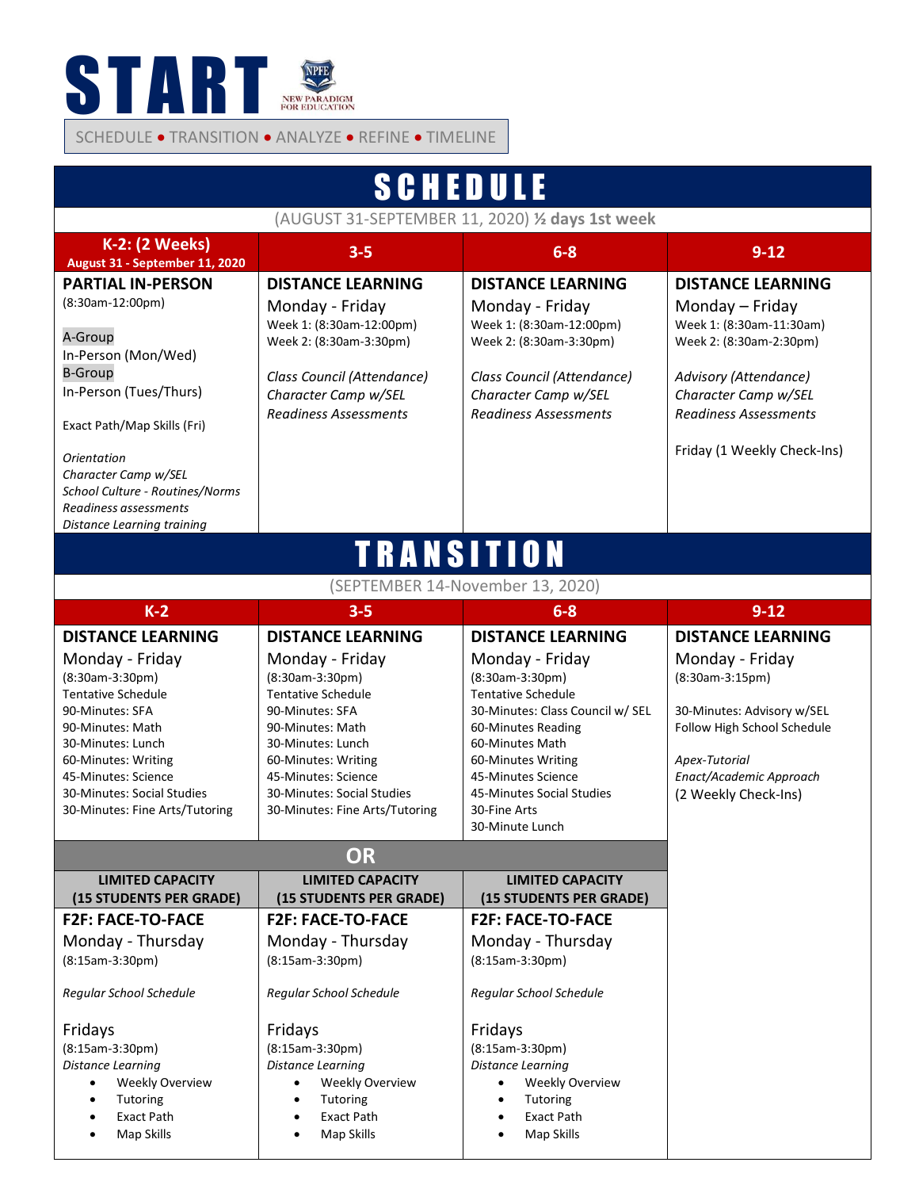# START

NEW PARADIGM FOR EDUCATION

SCHEDULE ● TRANSITION ● ANALYZE ● REFINE ● TIMELINE

## SCHEDULE

(AUGUST 31-SEPTEMBER 11, 2020) **½ days 1st week**

| K-2: (2 Weeks) August 31 - September 11, 2020 | 3-5 | 6-8 | 9-12 |
|---|---|---|---|
| **PARTIAL IN-PERSON**<br>(8:30am-12:00pm)<br><br>A-Group<br>In-Person (Mon/Wed)<br>B-Group<br>In-Person (Tues/Thurs)<br><br>Exact Path/Map Skills (Fri)<br><br>*Orientation*<br>*Character Camp w/SEL*<br>*School Culture - Routines/Norms*<br>*Readiness assessments*<br>*Distance Learning training* | **DISTANCE LEARNING**<br>Monday - Friday<br>Week 1: (8:30am-12:00pm)<br>Week 2: (8:30am-3:30pm)<br><br>*Class Council (Attendance)*<br>*Character Camp w/SEL*<br>*Readiness Assessments* | **DISTANCE LEARNING**<br>Monday - Friday<br>Week 1: (8:30am-12:00pm)<br>Week 2: (8:30am-3:30pm)<br><br>*Class Council (Attendance)*<br>*Character Camp w/SEL*<br>*Readiness Assessments* | **DISTANCE LEARNING**<br>Monday – Friday<br>Week 1: (8:30am-11:30am)<br>Week 2: (8:30am-2:30pm)<br><br>*Advisory (Attendance)*<br>*Character Camp w/SEL*<br>*Readiness Assessments*<br><br>Friday (1 Weekly Check-Ins) |

## TRANSITION

(SEPTEMBER 14-November 13, 2020)

| K-2 | 3-5 | 6-8 | 9-12 |
|---|---|---|---|
| **DISTANCE LEARNING**<br>Monday - Friday<br>(8:30am-3:30pm)<br>Tentative Schedule<br>90-Minutes: SFA<br>90-Minutes: Math<br>30-Minutes: Lunch<br>60-Minutes: Writing<br>45-Minutes: Science<br>30-Minutes: Social Studies<br>30-Minutes: Fine Arts/Tutoring | **DISTANCE LEARNING**<br>Monday - Friday<br>(8:30am-3:30pm)<br>Tentative Schedule<br>90-Minutes: SFA<br>90-Minutes: Math<br>30-Minutes: Lunch<br>60-Minutes: Writing<br>45-Minutes: Science<br>30-Minutes: Social Studies<br>30-Minutes: Fine Arts/Tutoring | **DISTANCE LEARNING**<br>Monday - Friday<br>(8:30am-3:30pm)<br>Tentative Schedule<br>30-Minutes: Class Council w/ SEL<br>60-Minutes Reading<br>60-Minutes Math<br>60-Minutes Writing<br>45-Minutes Science<br>45-Minutes Social Studies<br>30-Fine Arts<br>30-Minute Lunch | **DISTANCE LEARNING**<br>Monday - Friday<br>(8:30am-3:15pm)<br><br>30-Minutes: Advisory w/SEL<br>Follow High School Schedule<br><br>*Apex-Tutorial*<br>*Enact/Academic Approach*<br>(2 Weekly Check-Ins) |
| **OR** | | | |
| **LIMITED CAPACITY (15 STUDENTS PER GRADE)** | **LIMITED CAPACITY (15 STUDENTS PER GRADE)** | **LIMITED CAPACITY (15 STUDENTS PER GRADE)** | |
| **F2F: FACE-TO-FACE**<br>Monday - Thursday<br>(8:15am-3:30pm)<br><br>*Regular School Schedule*<br><br>Fridays<br>(8:15am-3:30pm)<br>*Distance Learning*<br>• Weekly Overview<br>• Tutoring<br>• Exact Path<br>• Map Skills | **F2F: FACE-TO-FACE**<br>Monday - Thursday<br>(8:15am-3:30pm)<br><br>*Regular School Schedule*<br><br>Fridays<br>(8:15am-3:30pm)<br>*Distance Learning*<br>• Weekly Overview<br>• Tutoring<br>• Exact Path<br>• Map Skills | **F2F: FACE-TO-FACE**<br>Monday - Thursday<br>(8:15am-3:30pm)<br><br>*Regular School Schedule*<br><br>Fridays<br>(8:15am-3:30pm)<br>*Distance Learning*<br>• Weekly Overview<br>• Tutoring<br>• Exact Path<br>• Map Skills | |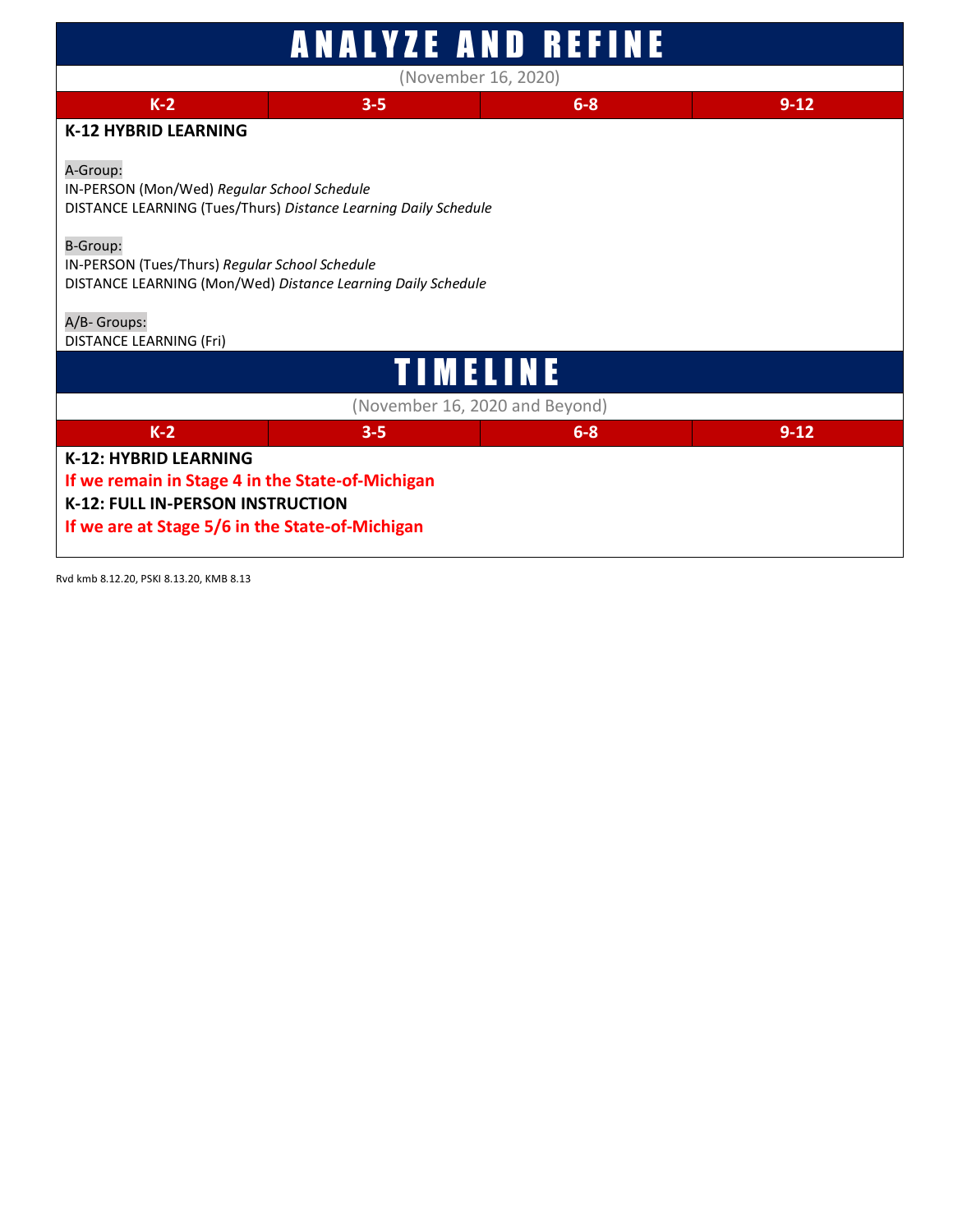# ANALYZE AND REFINE

(November 16, 2020)

| K-2 | 3-5 | 6-8 | 9-12 |
|---|---|---|---|

**K-12 HYBRID LEARNING**

A-Group:
IN-PERSON (Mon/Wed) *Regular School Schedule*
DISTANCE LEARNING (Tues/Thurs) *Distance Learning Daily Schedule*

B-Group:
IN-PERSON (Tues/Thurs) *Regular School Schedule*
DISTANCE LEARNING (Mon/Wed) *Distance Learning Daily Schedule*

A/B- Groups:
DISTANCE LEARNING (Fri)

# TIMELINE

(November 16, 2020 and Beyond)

| K-2 | 3-5 | 6-8 | 9-12 |
|---|---|---|---|

**K-12: HYBRID LEARNING**

**If we remain in Stage 4 in the State-of-Michigan**

**K-12: FULL IN-PERSON INSTRUCTION**

**If we are at Stage 5/6 in the State-of-Michigan**

Rvd kmb 8.12.20, PSKI 8.13.20, KMB 8.13